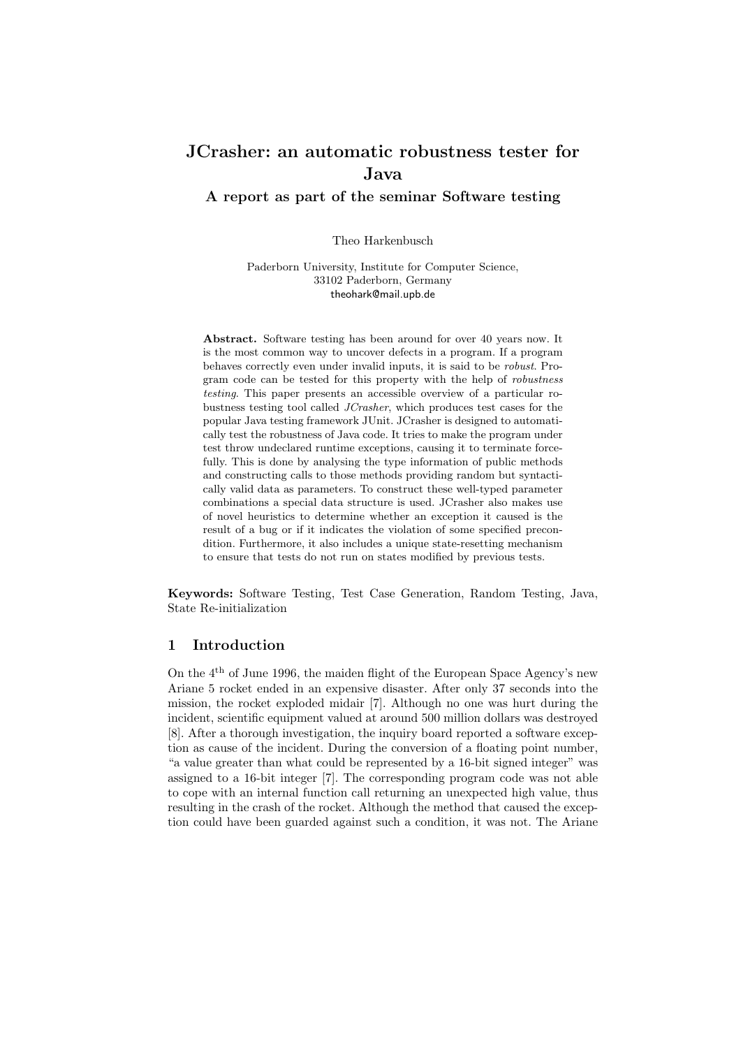# JCrasher: an automatic robustness tester for Java

## A report as part of the seminar Software testing

Theo Harkenbusch

Paderborn University, Institute for Computer Science,
33102 Paderborn, Germany
theohark@mail.upb.de

**Abstract.** Software testing has been around for over 40 years now. It is the most common way to uncover defects in a program. If a program behaves correctly even under invalid inputs, it is said to be *robust*. Program code can be tested for this property with the help of *robustness testing*. This paper presents an accessible overview of a particular robustness testing tool called *JCrasher*, which produces test cases for the popular Java testing framework JUnit. JCrasher is designed to automatically test the robustness of Java code. It tries to make the program under test throw undeclared runtime exceptions, causing it to terminate forcefully. This is done by analysing the type information of public methods and constructing calls to those methods providing random but syntactically valid data as parameters. To construct these well-typed parameter combinations a special data structure is used. JCrasher also makes use of novel heuristics to determine whether an exception it caused is the result of a bug or if it indicates the violation of some specified precondition. Furthermore, it also includes a unique state-resetting mechanism to ensure that tests do not run on states modified by previous tests.

**Keywords:** Software Testing, Test Case Generation, Random Testing, Java, State Re-initialization

## 1 Introduction

On the 4$^{th}$ of June 1996, the maiden flight of the European Space Agency's new Ariane 5 rocket ended in an expensive disaster. After only 37 seconds into the mission, the rocket exploded midair [7]. Although no one was hurt during the incident, scientific equipment valued at around 500 million dollars was destroyed [8]. After a thorough investigation, the inquiry board reported a software exception as cause of the incident. During the conversion of a floating point number, "a value greater than what could be represented by a 16-bit signed integer" was assigned to a 16-bit integer [7]. The corresponding program code was not able to cope with an internal function call returning an unexpected high value, thus resulting in the crash of the rocket. Although the method that caused the exception could have been guarded against such a condition, it was not. The Ariane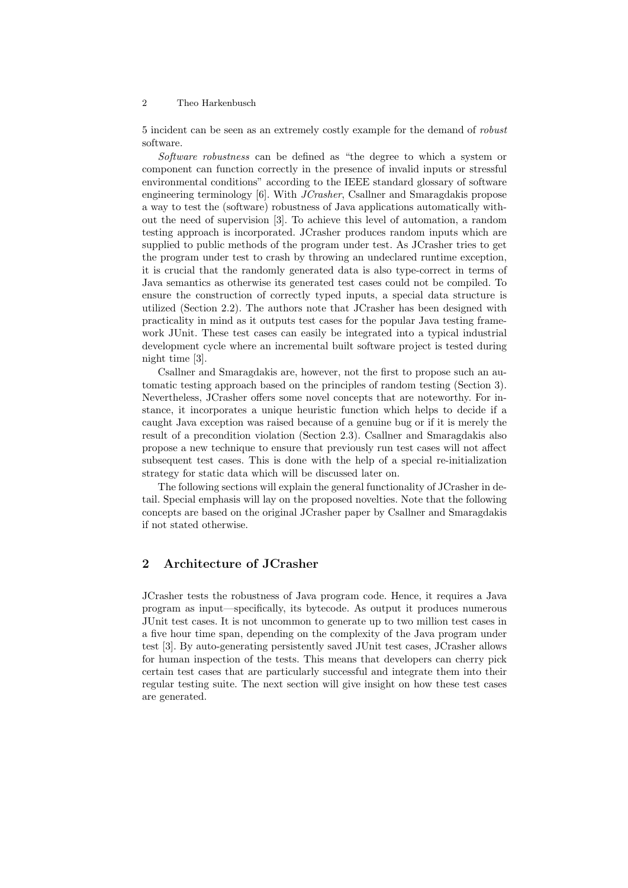5 incident can be seen as an extremely costly example for the demand of *robust* software.

*Software robustness* can be defined as "the degree to which a system or component can function correctly in the presence of invalid inputs or stressful environmental conditions" according to the IEEE standard glossary of software engineering terminology [6]. With *JCrasher*, Csallner and Smaragdakis propose a way to test the (software) robustness of Java applications automatically without the need of supervision [3]. To achieve this level of automation, a random testing approach is incorporated. JCrasher produces random inputs which are supplied to public methods of the program under test. As JCrasher tries to get the program under test to crash by throwing an undeclared runtime exception, it is crucial that the randomly generated data is also type-correct in terms of Java semantics as otherwise its generated test cases could not be compiled. To ensure the construction of correctly typed inputs, a special data structure is utilized (Section 2.2). The authors note that JCrasher has been designed with practicality in mind as it outputs test cases for the popular Java testing framework JUnit. These test cases can easily be integrated into a typical industrial development cycle where an incremental built software project is tested during night time [3].

Csallner and Smaragdakis are, however, not the first to propose such an automatic testing approach based on the principles of random testing (Section 3). Nevertheless, JCrasher offers some novel concepts that are noteworthy. For instance, it incorporates a unique heuristic function which helps to decide if a caught Java exception was raised because of a genuine bug or if it is merely the result of a precondition violation (Section 2.3). Csallner and Smaragdakis also propose a new technique to ensure that previously run test cases will not affect subsequent test cases. This is done with the help of a special re-initialization strategy for static data which will be discussed later on.

The following sections will explain the general functionality of JCrasher in detail. Special emphasis will lay on the proposed novelties. Note that the following concepts are based on the original JCrasher paper by Csallner and Smaragdakis if not stated otherwise.

## 2 Architecture of JCrasher

JCrasher tests the robustness of Java program code. Hence, it requires a Java program as input—specifically, its bytecode. As output it produces numerous JUnit test cases. It is not uncommon to generate up to two million test cases in a five hour time span, depending on the complexity of the Java program under test [3]. By auto-generating persistently saved JUnit test cases, JCrasher allows for human inspection of the tests. This means that developers can cherry pick certain test cases that are particularly successful and integrate them into their regular testing suite. The next section will give insight on how these test cases are generated.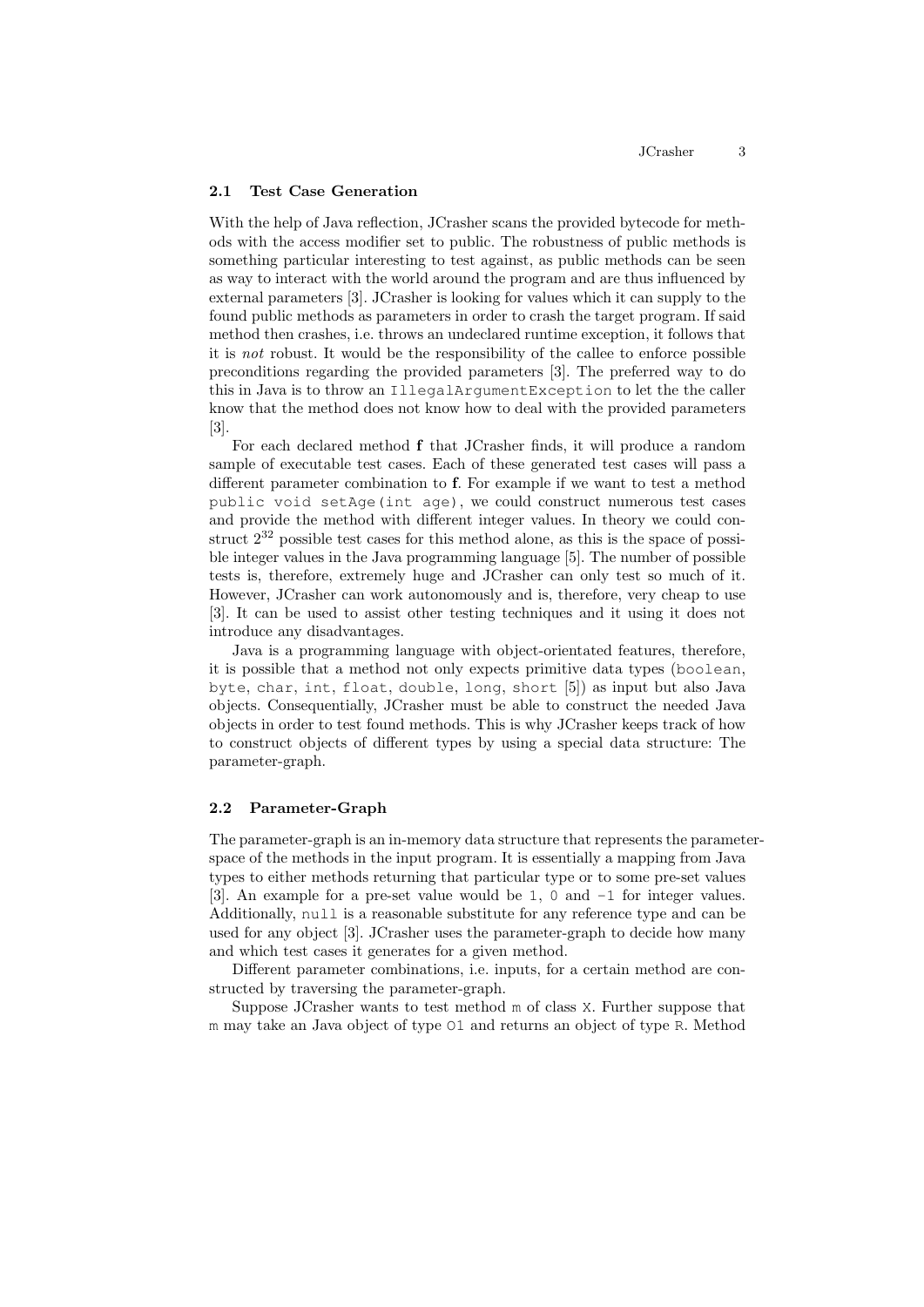### 2.1 Test Case Generation

With the help of Java reflection, JCrasher scans the provided bytecode for methods with the access modifier set to public. The robustness of public methods is something particular interesting to test against, as public methods can be seen as way to interact with the world around the program and are thus influenced by external parameters [3]. JCrasher is looking for values which it can supply to the found public methods as parameters in order to crash the target program. If said method then crashes, i.e. throws an undeclared runtime exception, it follows that it is *not* robust. It would be the responsibility of the callee to enforce possible preconditions regarding the provided parameters [3]. The preferred way to do this in Java is to throw an `IllegalArgumentException` to let the the caller know that the method does not know how to deal with the provided parameters [3].

For each declared method **f** that JCrasher finds, it will produce a random sample of executable test cases. Each of these generated test cases will pass a different parameter combination to **f**. For example if we want to test a method `public void setAge(int age)`, we could construct numerous test cases and provide the method with different integer values. In theory we could construct $2^{32}$ possible test cases for this method alone, as this is the space of possible integer values in the Java programming language [5]. The number of possible tests is, therefore, extremely huge and JCrasher can only test so much of it. However, JCrasher can work autonomously and is, therefore, very cheap to use [3]. It can be used to assist other testing techniques and it using it does not introduce any disadvantages.

Java is a programming language with object-orientated features, therefore, it is possible that a method not only expects primitive data types (`boolean`, `byte`, `char`, `int`, `float`, `double`, `long`, `short` [5]) as input but also Java objects. Consequentially, JCrasher must be able to construct the needed Java objects in order to test found methods. This is why JCrasher keeps track of how to construct objects of different types by using a special data structure: The parameter-graph.

### 2.2 Parameter-Graph

The parameter-graph is an in-memory data structure that represents the parameter-space of the methods in the input program. It is essentially a mapping from Java types to either methods returning that particular type or to some pre-set values [3]. An example for a pre-set value would be `1`, `0` and `-1` for integer values. Additionally, `null` is a reasonable substitute for any reference type and can be used for any object [3]. JCrasher uses the parameter-graph to decide how many and which test cases it generates for a given method.

Different parameter combinations, i.e. inputs, for a certain method are constructed by traversing the parameter-graph.

Suppose JCrasher wants to test method `m` of class `X`. Further suppose that `m` may take an Java object of type `O1` and returns an object of type `R`. Method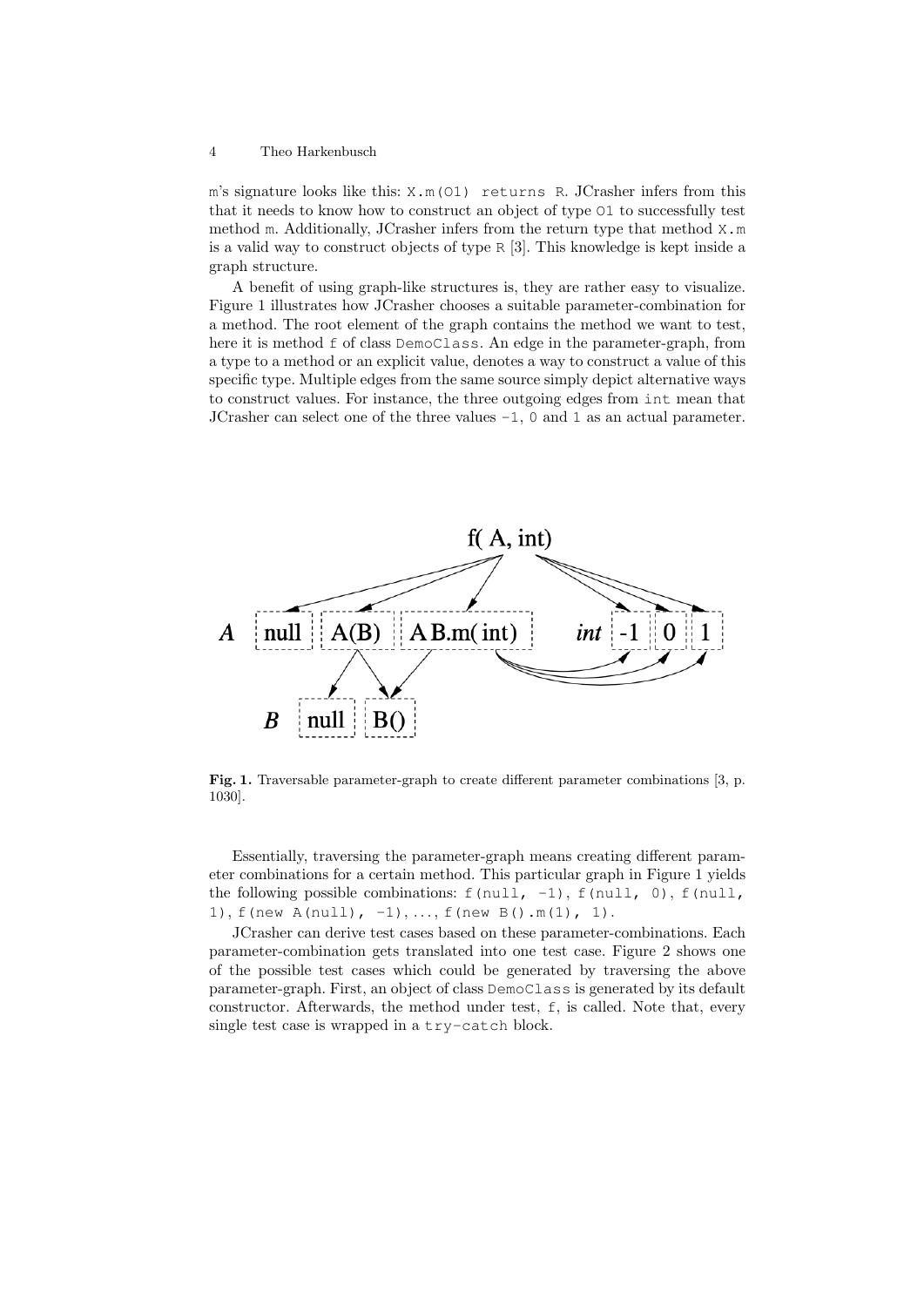m's signature looks like this: `X.m(O1) returns R`. JCrasher infers from this that it needs to know how to construct an object of type `O1` to successfully test method `m`. Additionally, JCrasher infers from the return type that method `X.m` is a valid way to construct objects of type `R` [3]. This knowledge is kept inside a graph structure.

A benefit of using graph-like structures is, they are rather easy to visualize. Figure 1 illustrates how JCrasher chooses a suitable parameter-combination for a method. The root element of the graph contains the method we want to test, here it is method `f` of class `DemoClass`. An edge in the parameter-graph, from a type to a method or an explicit value, denotes a way to construct a value of this specific type. Multiple edges from the same source simply depict alternative ways to construct values. For instance, the three outgoing edges from `int` mean that JCrasher can select one of the three values `-1`, `0` and `1` as an actual parameter.

f( A, int)

*A* null A(B) A B.m( int) *int* -1 0 1

*B* null B()

**Fig. 1.** Traversable parameter-graph to create different parameter combinations [3, p. 1030].

Essentially, traversing the parameter-graph means creating different parameter combinations for a certain method. This particular graph in Figure 1 yields the following possible combinations: `f(null, -1)`, `f(null, 0)`, `f(null, 1)`, `f(new A(null), -1)`, ..., `f(new B().m(1), 1)`.

JCrasher can derive test cases based on these parameter-combinations. Each parameter-combination gets translated into one test case. Figure 2 shows one of the possible test cases which could be generated by traversing the above parameter-graph. First, an object of class `DemoClass` is generated by its default constructor. Afterwards, the method under test, `f`, is called. Note that, every single test case is wrapped in a `try-catch` block.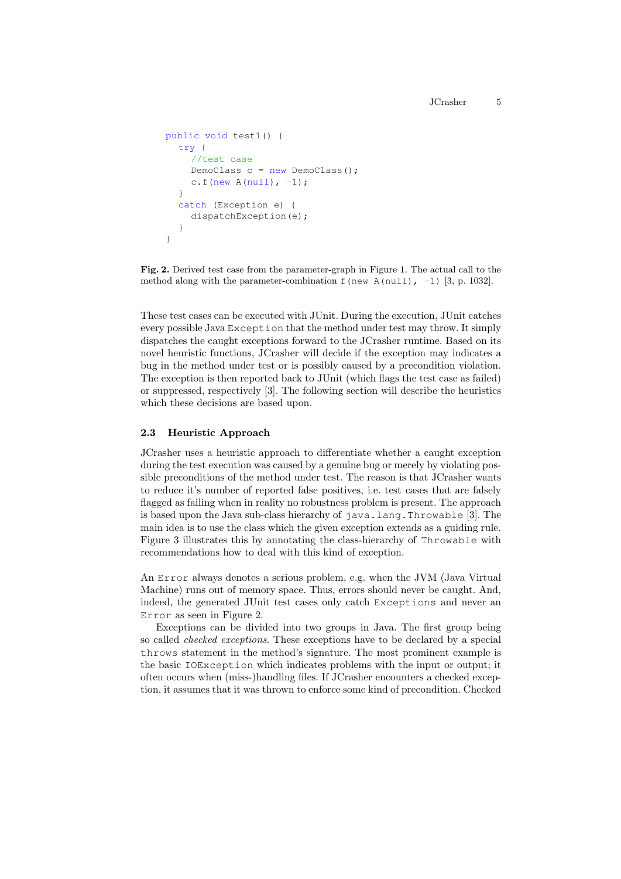```java
public void test1() {
  try {
    //test case
    DemoClass c = new DemoClass();
    c.f(new A(null), -1);
  }
  catch (Exception e) {
    dispatchException(e);
  }
}
```

**Fig. 2.** Derived test case from the parameter-graph in Figure 1. The actual call to the method along with the parameter-combination `f(new A(null), -1)` [3, p. 1032].

These test cases can be executed with JUnit. During the execution, JUnit catches every possible Java `Exception` that the method under test may throw. It simply dispatches the caught exceptions forward to the JCrasher runtime. Based on its novel heuristic functions, JCrasher will decide if the exception may indicates a bug in the method under test or is possibly caused by a precondition violation. The exception is then reported back to JUnit (which flags the test case as failed) or suppressed, respectively [3]. The following section will describe the heuristics which these decisions are based upon.

### 2.3 Heuristic Approach

JCrasher uses a heuristic approach to differentiate whether a caught exception during the test execution was caused by a genuine bug or merely by violating possible preconditions of the method under test. The reason is that JCrasher wants to reduce it's number of reported false positives, i.e. test cases that are falsely flagged as failing when in reality no robustness problem is present. The approach is based upon the Java sub-class hierarchy of `java.lang.Throwable` [3]. The main idea is to use the class which the given exception extends as a guiding rule. Figure 3 illustrates this by annotating the class-hierarchy of `Throwable` with recommendations how to deal with this kind of exception.

An `Error` always denotes a serious problem, e.g. when the JVM (Java Virtual Machine) runs out of memory space. Thus, errors should never be caught. And, indeed, the generated JUnit test cases only catch `Exceptions` and never an `Error` as seen in Figure 2.

Exceptions can be divided into two groups in Java. The first group being so called *checked exceptions*. These exceptions have to be declared by a special `throws` statement in the method's signature. The most prominent example is the basic `IOException` which indicates problems with the input or output; it often occurs when (miss-)handling files. If JCrasher encounters a checked exception, it assumes that it was thrown to enforce some kind of precondition. Checked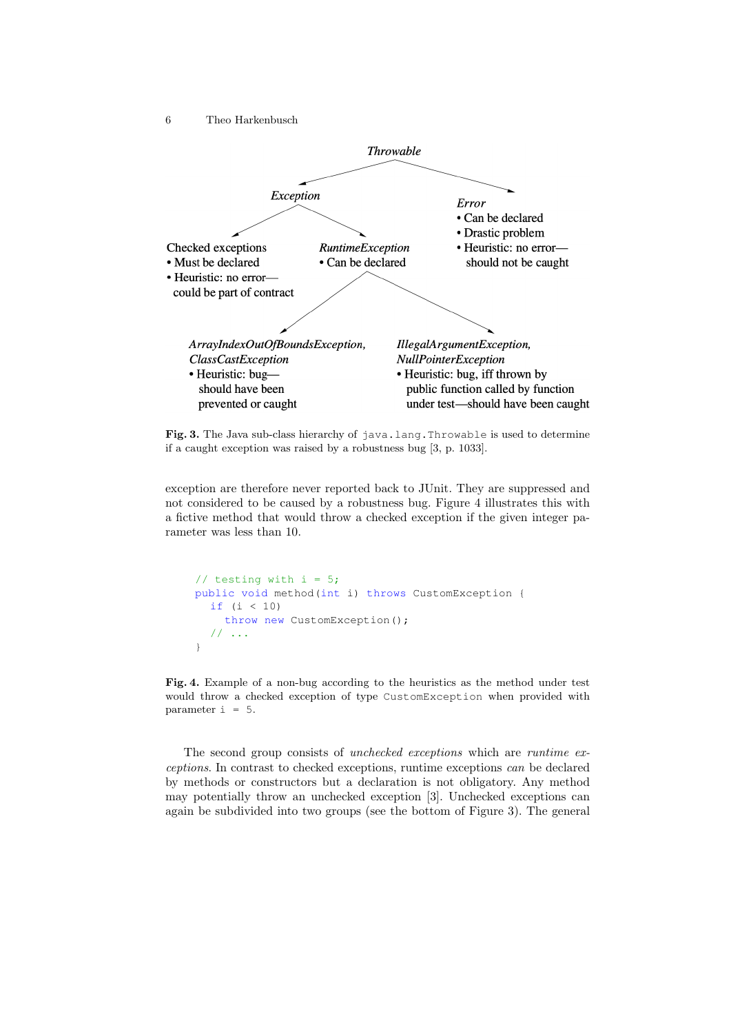*Throwable*

*Exception*

*Error*
- Can be declared
- Drastic problem
- Heuristic: no error—should not be caught

Checked exceptions
- Must be declared
- Heuristic: no error—could be part of contract

*RuntimeException*
- Can be declared

*ArrayIndexOutOfBoundsException, ClassCastException*
- Heuristic: bug—should have been prevented or caught

*IllegalArgumentException, NullPointerException*
- Heuristic: bug, iff thrown by public function called by function under test—should have been caught

**Fig. 3.** The Java sub-class hierarchy of `java.lang.Throwable` is used to determine if a caught exception was raised by a robustness bug [3, p. 1033].

exception are therefore never reported back to JUnit. They are suppressed and not considered to be caused by a robustness bug. Figure 4 illustrates this with a fictive method that would throw a checked exception if the given integer parameter was less than 10.

```java
// testing with i = 5;
public void method(int i) throws CustomException {
  if (i < 10)
    throw new CustomException();
  // ...
}
```

**Fig. 4.** Example of a non-bug according to the heuristics as the method under test would throw a checked exception of type `CustomException` when provided with parameter `i = 5`.

The second group consists of *unchecked exceptions* which are *runtime exceptions*. In contrast to checked exceptions, runtime exceptions *can* be declared by methods or constructors but a declaration is not obligatory. Any method may potentially throw an unchecked exception [3]. Unchecked exceptions can again be subdivided into two groups (see the bottom of Figure 3). The general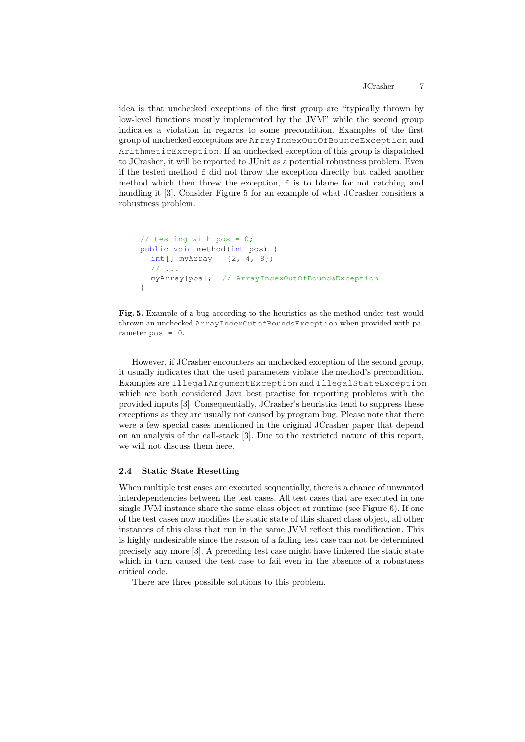idea is that unchecked exceptions of the first group are "typically thrown by low-level functions mostly implemented by the JVM" while the second group indicates a violation in regards to some precondition. Examples of the first group of unchecked exceptions are `ArrayIndexOutOfBounceException` and `ArithmeticException`. If an unchecked exception of this group is dispatched to JCrasher, it will be reported to JUnit as a potential robustness problem. Even if the tested method `f` did not throw the exception directly but called another method which then threw the exception, `f` is to blame for not catching and handling it [3]. Consider Figure 5 for an example of what JCrasher considers a robustness problem.

```
// testing with pos = 0;
public void method(int pos) {
  int[] myArray = {2, 4, 8};
  // ...
  myArray[pos];  // ArrayIndexOutOfBoundsException
}
```

**Fig. 5.** Example of a bug according to the heuristics as the method under test would thrown an unchecked `ArrayIndexOutofBoundsException` when provided with parameter `pos = 0`.

However, if JCrasher encounters an unchecked exception of the second group, it usually indicates that the used parameters violate the method's precondition. Examples are `IllegalArgumentException` and `IllegalStateException` which are both considered Java best practise for reporting problems with the provided inputs [3]. Consequentially, JCrasher's heuristics tend to suppress these exceptions as they are usually not caused by program bug. Please note that there were a few special cases mentioned in the original JCrasher paper that depend on an analysis of the call-stack [3]. Due to the restricted nature of this report, we will not discuss them here.

### 2.4 Static State Resetting

When multiple test cases are executed sequentially, there is a chance of unwanted interdependencies between the test cases. All test cases that are executed in one single JVM instance share the same class object at runtime (see Figure 6). If one of the test cases now modifies the static state of this shared class object, all other instances of this class that run in the same JVM reflect this modification. This is highly undesirable since the reason of a failing test case can not be determined precisely any more [3]. A preceding test case might have tinkered the static state which in turn caused the test case to fail even in the absence of a robustness critical code.

There are three possible solutions to this problem.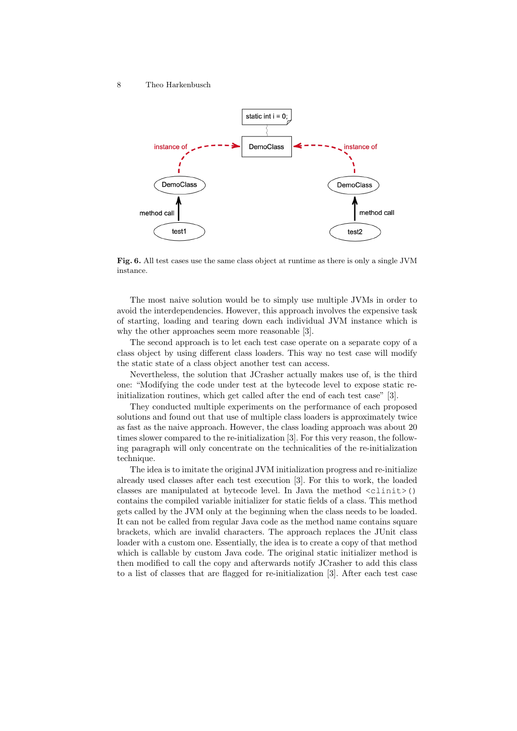**Fig. 6.** All test cases use the same class object at runtime as there is only a single JVM instance.

The most naive solution would be to simply use multiple JVMs in order to avoid the interdependencies. However, this approach involves the expensive task of starting, loading and tearing down each individual JVM instance which is why the other approaches seem more reasonable [3].

The second approach is to let each test case operate on a separate copy of a class object by using different class loaders. This way no test case will modify the static state of a class object another test can access.

Nevertheless, the solution that JCrasher actually makes use of, is the third one: “Modifying the code under test at the bytecode level to expose static re-initialization routines, which get called after the end of each test case” [3].

They conducted multiple experiments on the performance of each proposed solutions and found out that use of multiple class loaders is approximately twice as fast as the naive approach. However, the class loading approach was about 20 times slower compared to the re-initialization [3]. For this very reason, the following paragraph will only concentrate on the technicalities of the re-initialization technique.

The idea is to imitate the original JVM initialization progress and re-initialize already used classes after each test execution [3]. For this to work, the loaded classes are manipulated at bytecode level. In Java the method `<clinit>()` contains the compiled variable initializer for static fields of a class. This method gets called by the JVM only at the beginning when the class needs to be loaded. It can not be called from regular Java code as the method name contains square brackets, which are invalid characters. The approach replaces the JUnit class loader with a custom one. Essentially, the idea is to create a copy of that method which is callable by custom Java code. The original static initializer method is then modified to call the copy and afterwards notify JCrasher to add this class to a list of classes that are flagged for re-initialization [3]. After each test case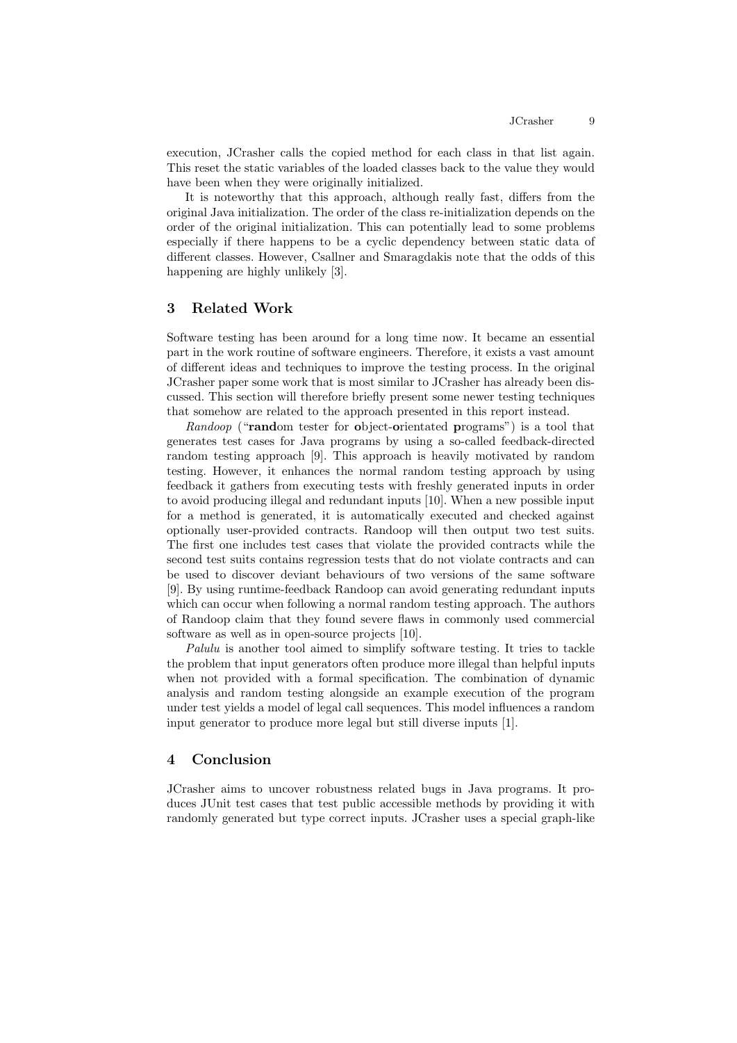execution, JCrasher calls the copied method for each class in that list again. This reset the static variables of the loaded classes back to the value they would have been when they were originally initialized.

It is noteworthy that this approach, although really fast, differs from the original Java initialization. The order of the class re-initialization depends on the order of the original initialization. This can potentially lead to some problems especially if there happens to be a cyclic dependency between static data of different classes. However, Csallner and Smaragdakis note that the odds of this happening are highly unlikely [3].

## 3 Related Work

Software testing has been around for a long time now. It became an essential part in the work routine of software engineers. Therefore, it exists a vast amount of different ideas and techniques to improve the testing process. In the original JCrasher paper some work that is most similar to JCrasher has already been discussed. This section will therefore briefly present some newer testing techniques that somehow are related to the approach presented in this report instead.

*Randoop* ("**rand**om tester for **o**bject-**o**rientated **p**rograms") is a tool that generates test cases for Java programs by using a so-called feedback-directed random testing approach [9]. This approach is heavily motivated by random testing. However, it enhances the normal random testing approach by using feedback it gathers from executing tests with freshly generated inputs in order to avoid producing illegal and redundant inputs [10]. When a new possible input for a method is generated, it is automatically executed and checked against optionally user-provided contracts. Randoop will then output two test suits. The first one includes test cases that violate the provided contracts while the second test suits contains regression tests that do not violate contracts and can be used to discover deviant behaviours of two versions of the same software [9]. By using runtime-feedback Randoop can avoid generating redundant inputs which can occur when following a normal random testing approach. The authors of Randoop claim that they found severe flaws in commonly used commercial software as well as in open-source projects [10].

*Palulu* is another tool aimed to simplify software testing. It tries to tackle the problem that input generators often produce more illegal than helpful inputs when not provided with a formal specification. The combination of dynamic analysis and random testing alongside an example execution of the program under test yields a model of legal call sequences. This model influences a random input generator to produce more legal but still diverse inputs [1].

## 4 Conclusion

JCrasher aims to uncover robustness related bugs in Java programs. It produces JUnit test cases that test public accessible methods by providing it with randomly generated but type correct inputs. JCrasher uses a special graph-like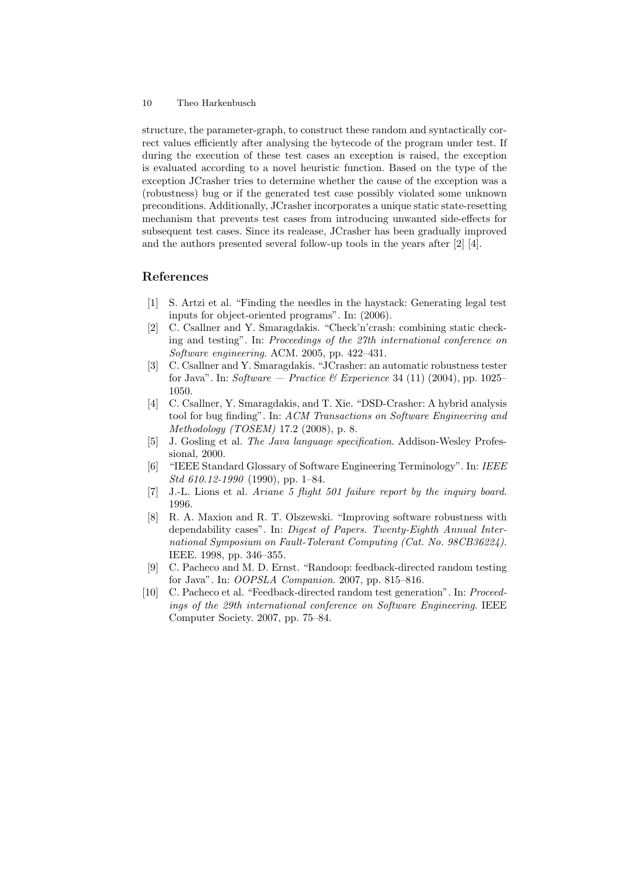structure, the parameter-graph, to construct these random and syntactically correct values efficiently after analysing the bytecode of the program under test. If during the execution of these test cases an exception is raised, the exception is evaluated according to a novel heuristic function. Based on the type of the exception JCrasher tries to determine whether the cause of the exception was a (robustness) bug or if the generated test case possibly violated some unknown preconditions. Additionally, JCrasher incorporates a unique static state-resetting mechanism that prevents test cases from introducing unwanted side-effects for subsequent test cases. Since its realease, JCrasher has been gradually improved and the authors presented several follow-up tools in the years after [2] [4].

## References

[1] S. Artzi et al. "Finding the needles in the haystack: Generating legal test inputs for object-oriented programs". In: (2006).

[2] C. Csallner and Y. Smaragdakis. "Check'n'crash: combining static checking and testing". In: *Proceedings of the 27th international conference on Software engineering*. ACM. 2005, pp. 422–431.

[3] C. Csallner and Y. Smaragdakis. "JCrasher: an automatic robustness tester for Java". In: *Software — Practice & Experience* 34 (11) (2004), pp. 1025–1050.

[4] C. Csallner, Y. Smaragdakis, and T. Xie. "DSD-Crasher: A hybrid analysis tool for bug finding". In: *ACM Transactions on Software Engineering and Methodology (TOSEM)* 17.2 (2008), p. 8.

[5] J. Gosling et al. *The Java language specification*. Addison-Wesley Professional, 2000.

[6] "IEEE Standard Glossary of Software Engineering Terminology". In: *IEEE Std 610.12-1990* (1990), pp. 1–84.

[7] J.-L. Lions et al. *Ariane 5 flight 501 failure report by the inquiry board*. 1996.

[8] R. A. Maxion and R. T. Olszewski. "Improving software robustness with dependability cases". In: *Digest of Papers. Twenty-Eighth Annual International Symposium on Fault-Tolerant Computing (Cat. No. 98CB36224)*. IEEE. 1998, pp. 346–355.

[9] C. Pacheco and M. D. Ernst. "Randoop: feedback-directed random testing for Java". In: *OOPSLA Companion*. 2007, pp. 815–816.

[10] C. Pacheco et al. "Feedback-directed random test generation". In: *Proceedings of the 29th international conference on Software Engineering*. IEEE Computer Society. 2007, pp. 75–84.